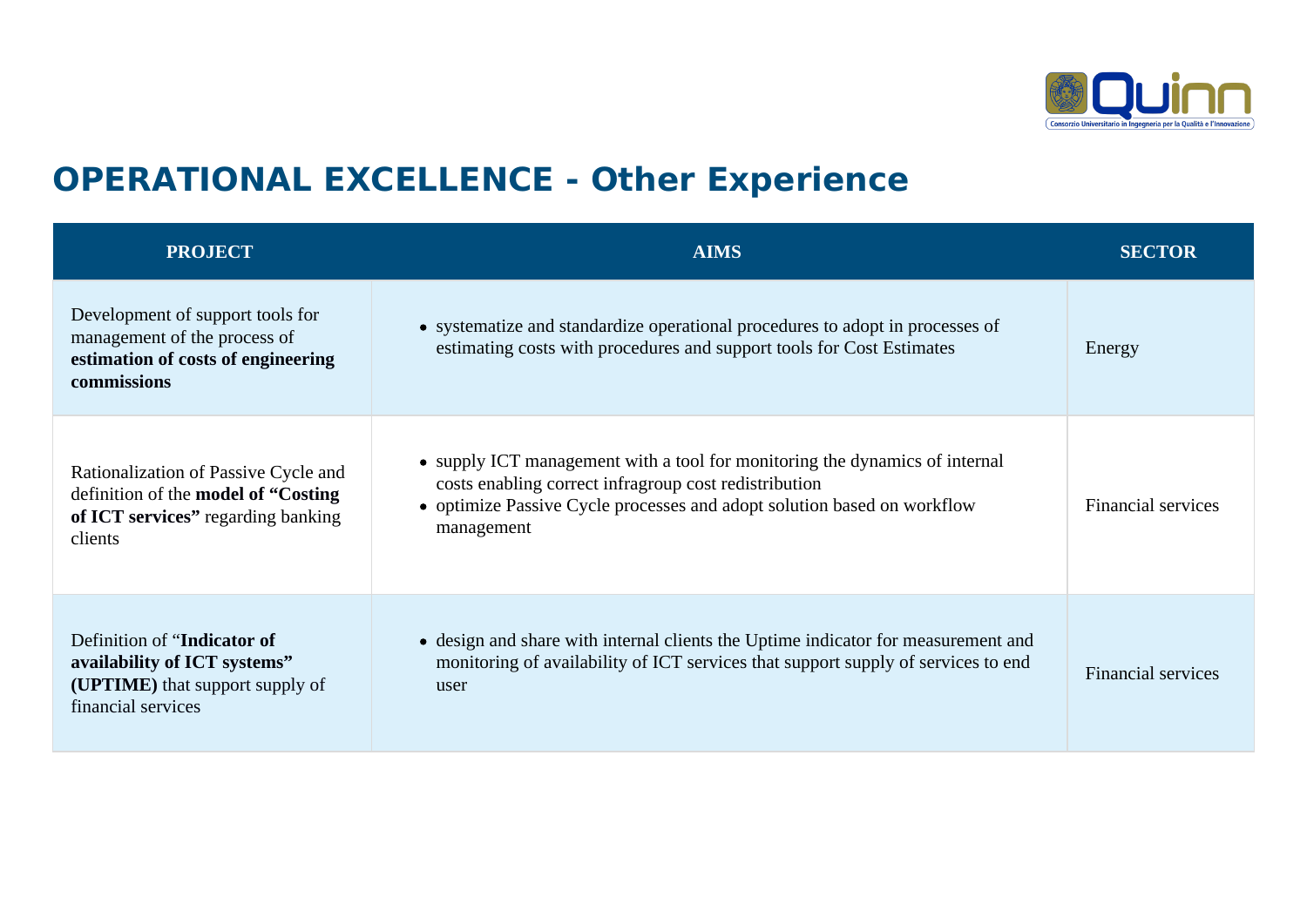# OPERATIONAL EXCELLENCE - Other Experience

| PROJECT | AIMS | SECTOR |
|---|---|---|
| Development of support tools for management of the process of **estimation of costs of engineering commissions** | • systematize and standardize operational procedures to adopt in processes of estimating costs with procedures and support tools for Cost Estimates | Energy |
| Rationalization of Passive Cycle and definition of the **model of “Costing of ICT services”** regarding banking clients | • supply ICT management with a tool for monitoring the dynamics of internal costs enabling correct infragroup cost redistribution<br>• optimize Passive Cycle processes and adopt solution based on workflow management | Financial services |
| Definition of “**Indicator of availability of ICT systems” (UPTIME)** that support supply of financial services | • design and share with internal clients the Uptime indicator for measurement and monitoring of availability of ICT services that support supply of services to end user | Financial services |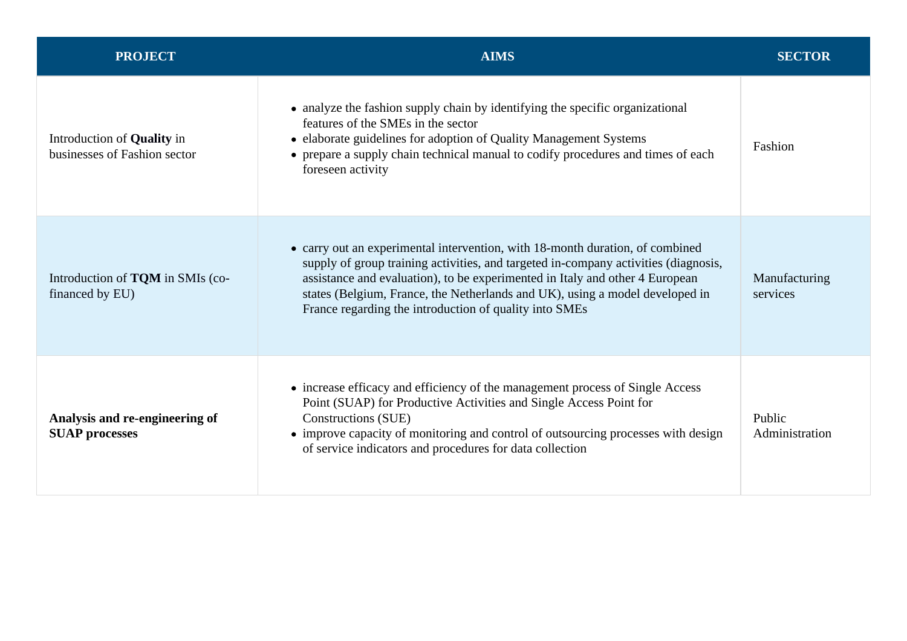| PROJECT | AIMS | SECTOR |
|---|---|---|
| Introduction of **Quality** in businesses of Fashion sector | • analyze the fashion supply chain by identifying the specific organizational features of the SMEs in the sector<br>• elaborate guidelines for adoption of Quality Management Systems<br>• prepare a supply chain technical manual to codify procedures and times of each foreseen activity | Fashion |
| Introduction of **TQM** in SMIs (co-financed by EU) | • carry out an experimental intervention, with 18-month duration, of combined supply of group training activities, and targeted in-company activities (diagnosis, assistance and evaluation), to be experimented in Italy and other 4 European states (Belgium, France, the Netherlands and UK), using a model developed in France regarding the introduction of quality into SMEs | Manufacturing services |
| **Analysis and re-engineering of SUAP processes** | • increase efficacy and efficiency of the management process of Single Access Point (SUAP) for Productive Activities and Single Access Point for Constructions (SUE)<br>• improve capacity of monitoring and control of outsourcing processes with design of service indicators and procedures for data collection | Public Administration |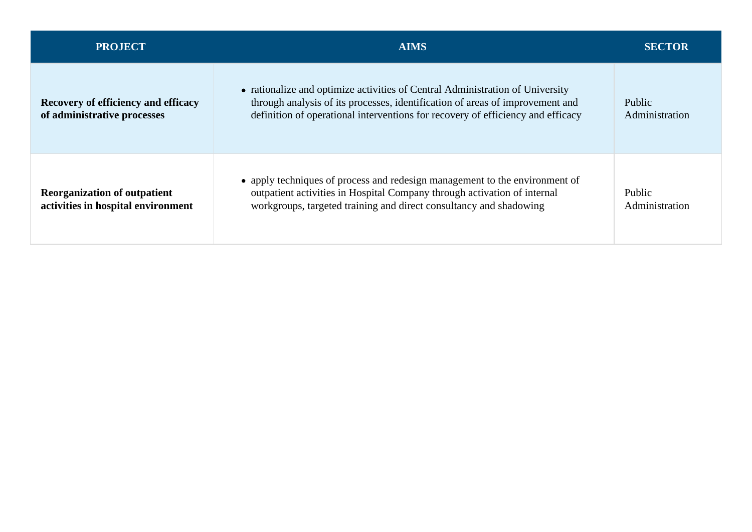| PROJECT | AIMS | SECTOR |
|---|---|---|
| **Recovery of efficiency and efficacy of administrative processes** | • rationalize and optimize activities of Central Administration of University through analysis of its processes, identification of areas of improvement and definition of operational interventions for recovery of efficiency and efficacy | Public Administration |
| **Reorganization of outpatient activities in hospital environment** | • apply techniques of process and redesign management to the environment of outpatient activities in Hospital Company through activation of internal workgroups, targeted training and direct consultancy and shadowing | Public Administration |